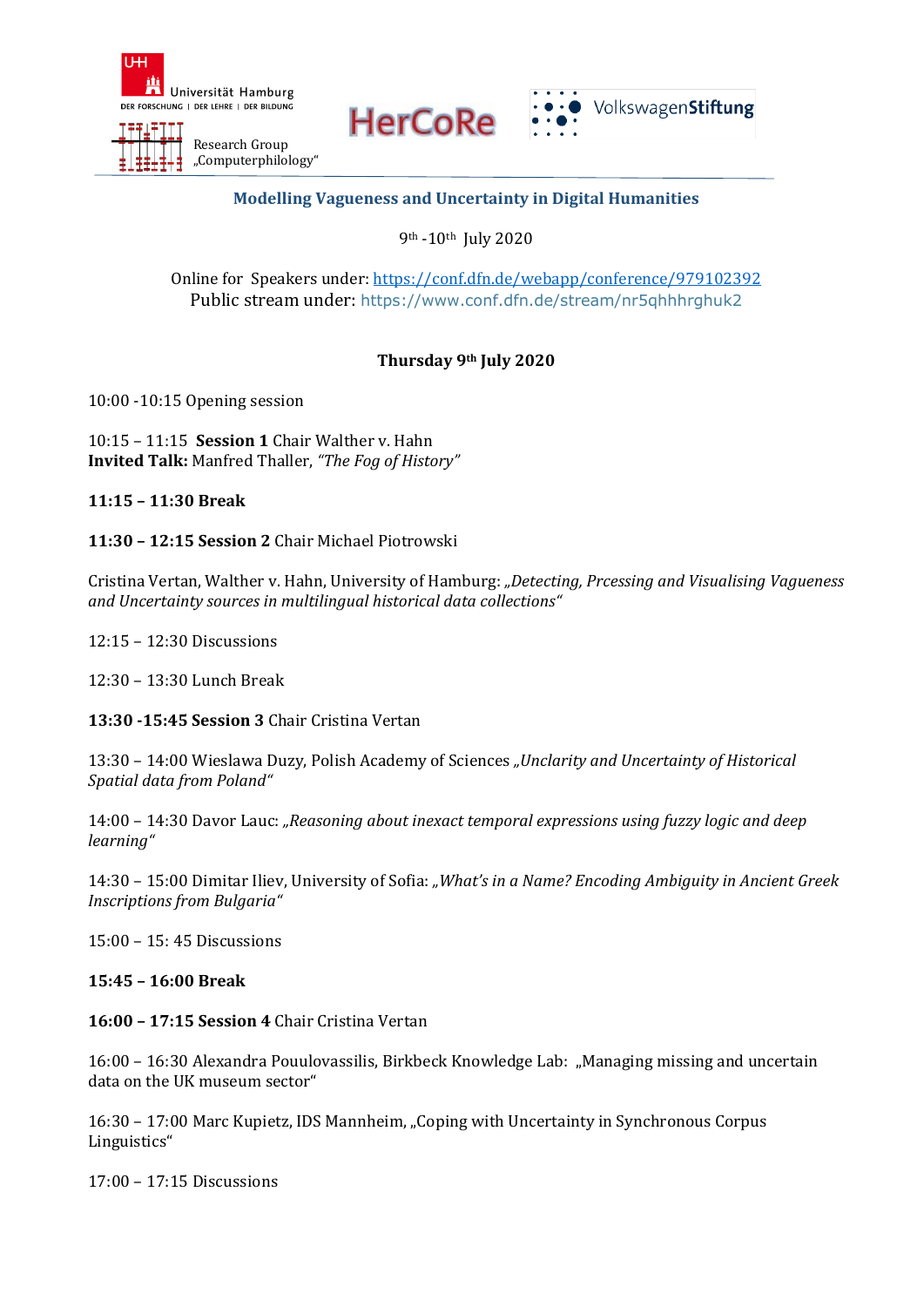Universität Hamburg
DER FORSCHUNG | DER LEHRE | DER BILDUNG

Research Group „Computerphilology"

HerCoRe

VolkswagenStiftung

## Modelling Vagueness and Uncertainty in Digital Humanities

9th -10th July 2020

Online for Speakers under: https://conf.dfn.de/webapp/conference/979102392
Public stream under: https://www.conf.dfn.de/stream/nr5qhhhrghuk2

### Thursday 9th July 2020

10:00 -10:15 Opening session

10:15 – 11:15 **Session 1** Chair Walther v. Hahn
**Invited Talk:** Manfred Thaller, *"The Fog of History"*

**11:15 – 11:30 Break**

**11:30 – 12:15 Session 2** Chair Michael Piotrowski

Cristina Vertan, Walther v. Hahn, University of Hamburg: *„Detecting, Prcessing and Visualising Vagueness and Uncertainty sources in multilingual historical data collections"*

12:15 – 12:30 Discussions

12:30 – 13:30 Lunch Break

**13:30 -15:45 Session 3** Chair Cristina Vertan

13:30 – 14:00 Wieslawa Duzy, Polish Academy of Sciences *„Unclarity and Uncertainty of Historical Spatial data from Poland"*

14:00 – 14:30 Davor Lauc: *„Reasoning about inexact temporal expressions using fuzzy logic and deep learning"*

14:30 – 15:00 Dimitar Iliev, University of Sofia: *„What's in a Name? Encoding Ambiguity in Ancient Greek Inscriptions from Bulgaria"*

15:00 – 15: 45 Discussions

**15:45 – 16:00 Break**

**16:00 – 17:15 Session 4** Chair Cristina Vertan

16:00 – 16:30 Alexandra Pouulovassilis, Birkbeck Knowledge Lab: „Managing missing and uncertain data on the UK museum sector"

16:30 – 17:00 Marc Kupietz, IDS Mannheim, „Coping with Uncertainty in Synchronous Corpus Linguistics"

17:00 – 17:15 Discussions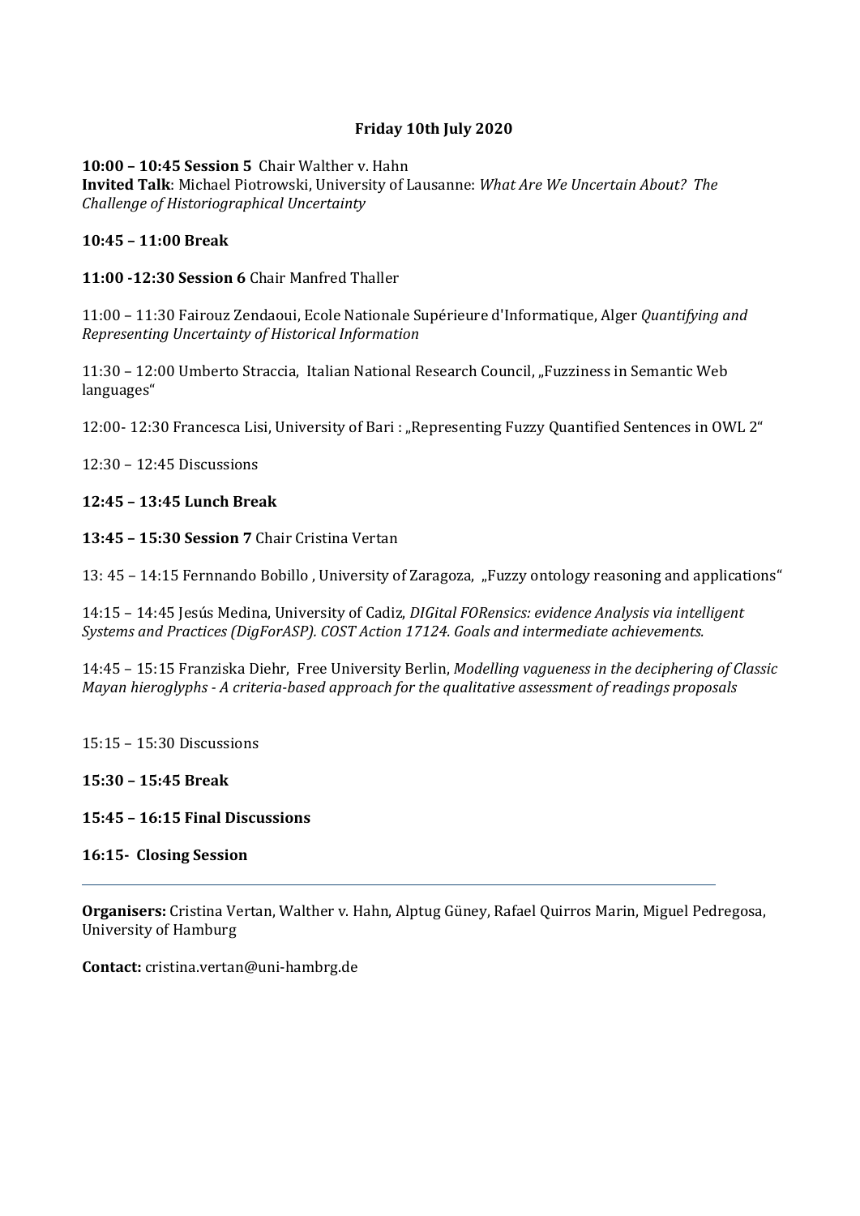**Friday 10th July 2020**

**10:00 – 10:45 Session 5** Chair Walther v. Hahn
**Invited Talk**: Michael Piotrowski, University of Lausanne: *What Are We Uncertain About? The Challenge of Historiographical Uncertainty*

**10:45 – 11:00 Break**

**11:00 -12:30 Session 6** Chair Manfred Thaller

11:00 – 11:30 Fairouz Zendaoui, Ecole Nationale Supérieure d'Informatique, Alger *Quantifying and Representing Uncertainty of Historical Information*

11:30 – 12:00 Umberto Straccia, Italian National Research Council, „Fuzziness in Semantic Web languages“

12:00- 12:30 Francesca Lisi, University of Bari : „Representing Fuzzy Quantified Sentences in OWL 2“

12:30 – 12:45 Discussions

**12:45 – 13:45 Lunch Break**

**13:45 – 15:30 Session 7** Chair Cristina Vertan

13: 45 – 14:15 Fernnando Bobillo , University of Zaragoza, „Fuzzy ontology reasoning and applications“

14:15 – 14:45 Jesús Medina, University of Cadiz, *DIGital FORensics: evidence Analysis via intelligent Systems and Practices (DigForASP). COST Action 17124. Goals and intermediate achievements.*

14:45 – 15:15 Franziska Diehr, Free University Berlin, *Modelling vagueness in the deciphering of Classic Mayan hieroglyphs - A criteria-based approach for the qualitative assessment of readings proposals*

15:15 – 15:30 Discussions

**15:30 – 15:45 Break**

**15:45 – 16:15 Final Discussions**

**16:15- Closing Session**

---

**Organisers:** Cristina Vertan, Walther v. Hahn, Alptug Güney, Rafael Quirros Marin, Miguel Pedregosa, University of Hamburg

**Contact:** cristina.vertan@uni-hambrg.de